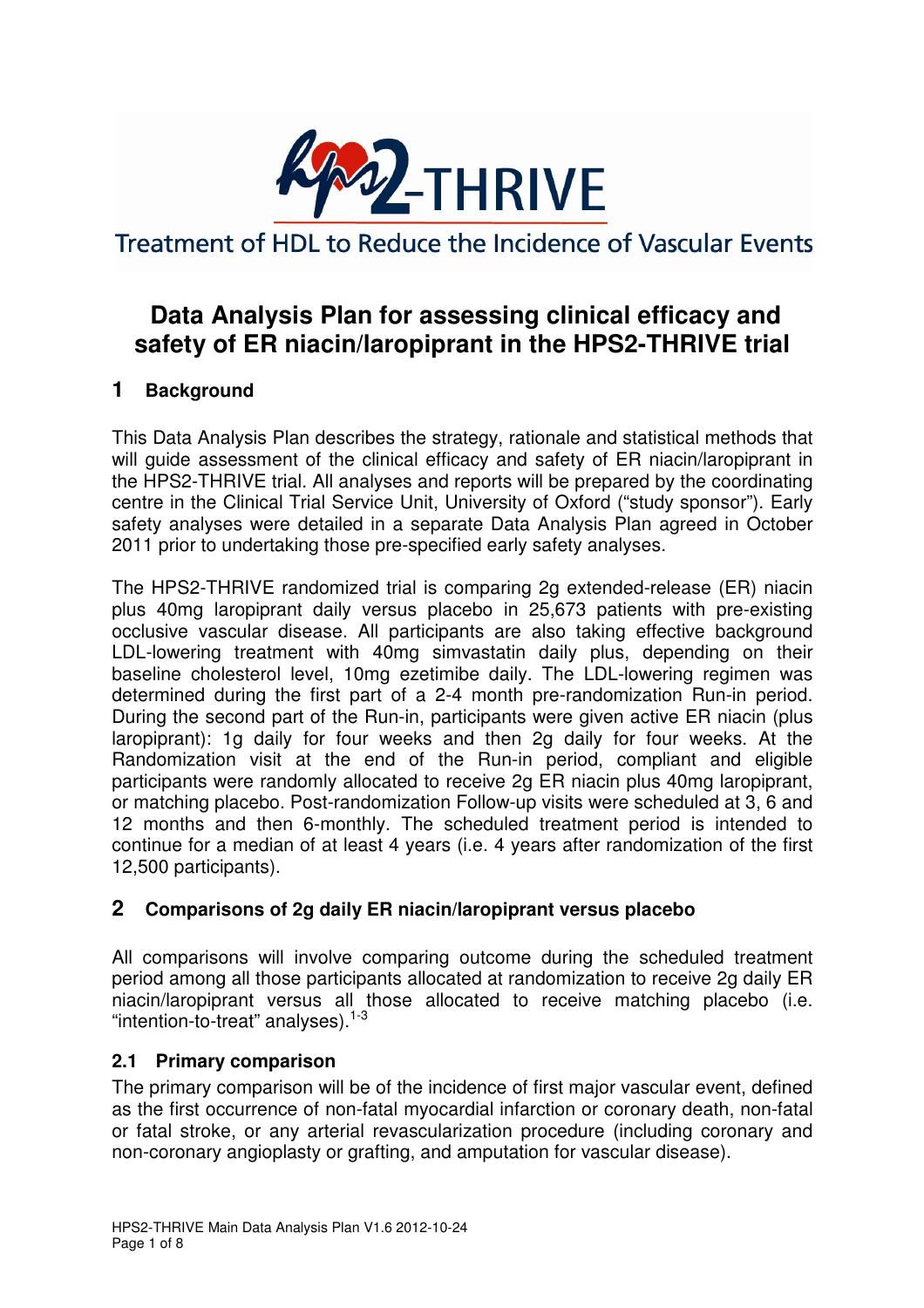HPS2-THRIVE

Treatment of HDL to Reduce the Incidence of Vascular Events

# Data Analysis Plan for assessing clinical efficacy and safety of ER niacin/laropiprant in the HPS2-THRIVE trial

## 1 Background

This Data Analysis Plan describes the strategy, rationale and statistical methods that will guide assessment of the clinical efficacy and safety of ER niacin/laropiprant in the HPS2-THRIVE trial. All analyses and reports will be prepared by the coordinating centre in the Clinical Trial Service Unit, University of Oxford ("study sponsor"). Early safety analyses were detailed in a separate Data Analysis Plan agreed in October 2011 prior to undertaking those pre-specified early safety analyses.

The HPS2-THRIVE randomized trial is comparing 2g extended-release (ER) niacin plus 40mg laropiprant daily versus placebo in 25,673 patients with pre-existing occlusive vascular disease. All participants are also taking effective background LDL-lowering treatment with 40mg simvastatin daily plus, depending on their baseline cholesterol level, 10mg ezetimibe daily. The LDL-lowering regimen was determined during the first part of a 2-4 month pre-randomization Run-in period. During the second part of the Run-in, participants were given active ER niacin (plus laropiprant): 1g daily for four weeks and then 2g daily for four weeks. At the Randomization visit at the end of the Run-in period, compliant and eligible participants were randomly allocated to receive 2g ER niacin plus 40mg laropiprant, or matching placebo. Post-randomization Follow-up visits were scheduled at 3, 6 and 12 months and then 6-monthly. The scheduled treatment period is intended to continue for a median of at least 4 years (i.e. 4 years after randomization of the first 12,500 participants).

## 2 Comparisons of 2g daily ER niacin/laropiprant versus placebo

All comparisons will involve comparing outcome during the scheduled treatment period among all those participants allocated at randomization to receive 2g daily ER niacin/laropiprant versus all those allocated to receive matching placebo (i.e. "intention-to-treat" analyses).[1-3]

### 2.1 Primary comparison

The primary comparison will be of the incidence of first major vascular event, defined as the first occurrence of non-fatal myocardial infarction or coronary death, non-fatal or fatal stroke, or any arterial revascularization procedure (including coronary and non-coronary angioplasty or grafting, and amputation for vascular disease).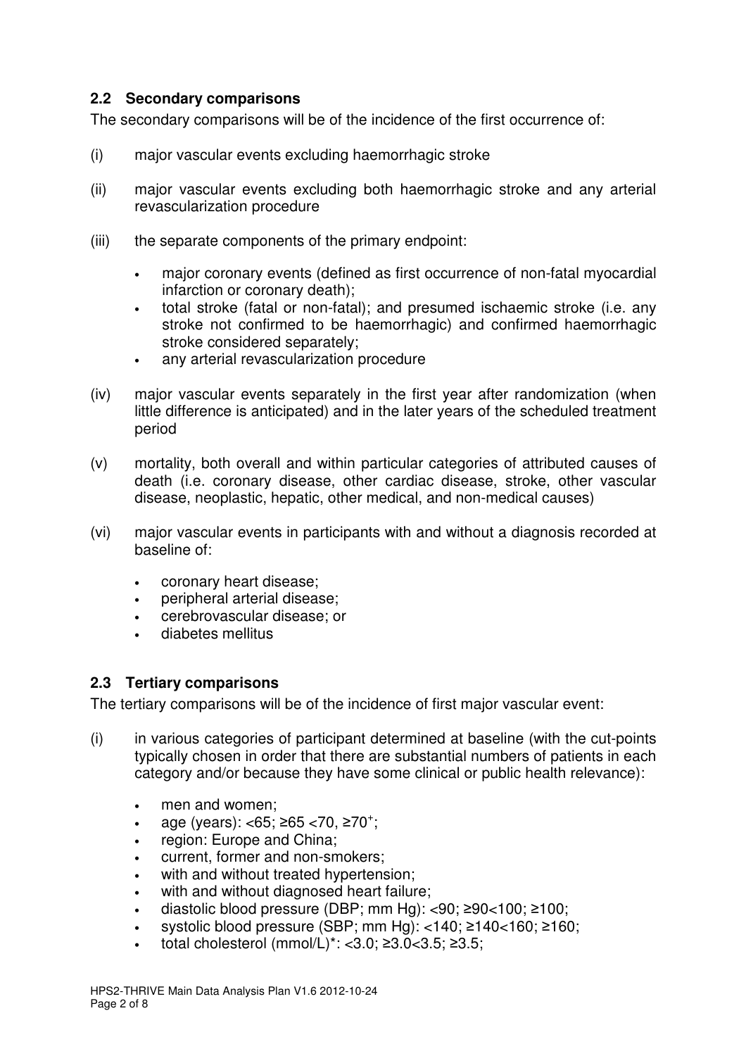## 2.2 Secondary comparisons

The secondary comparisons will be of the incidence of the first occurrence of:

(i) major vascular events excluding haemorrhagic stroke

(ii) major vascular events excluding both haemorrhagic stroke and any arterial revascularization procedure

(iii) the separate components of the primary endpoint:

- major coronary events (defined as first occurrence of non-fatal myocardial infarction or coronary death);
- total stroke (fatal or non-fatal); and presumed ischaemic stroke (i.e. any stroke not confirmed to be haemorrhagic) and confirmed haemorrhagic stroke considered separately;
- any arterial revascularization procedure

(iv) major vascular events separately in the first year after randomization (when little difference is anticipated) and in the later years of the scheduled treatment period

(v) mortality, both overall and within particular categories of attributed causes of death (i.e. coronary disease, other cardiac disease, stroke, other vascular disease, neoplastic, hepatic, other medical, and non-medical causes)

(vi) major vascular events in participants with and without a diagnosis recorded at baseline of:

- coronary heart disease;
- peripheral arterial disease;
- cerebrovascular disease; or
- diabetes mellitus

## 2.3 Tertiary comparisons

The tertiary comparisons will be of the incidence of first major vascular event:

(i) in various categories of participant determined at baseline (with the cut-points typically chosen in order that there are substantial numbers of patients in each category and/or because they have some clinical or public health relevance):

- men and women;
- age (years): <65; ≥65 <70, ≥70⁺;
- region: Europe and China;
- current, former and non-smokers;
- with and without treated hypertension;
- with and without diagnosed heart failure;
- diastolic blood pressure (DBP; mm Hg): <90; ≥90<100; ≥100;
- systolic blood pressure (SBP; mm Hg): <140; ≥140<160; ≥160;
- total cholesterol (mmol/L)*: <3.0; ≥3.0<3.5; ≥3.5;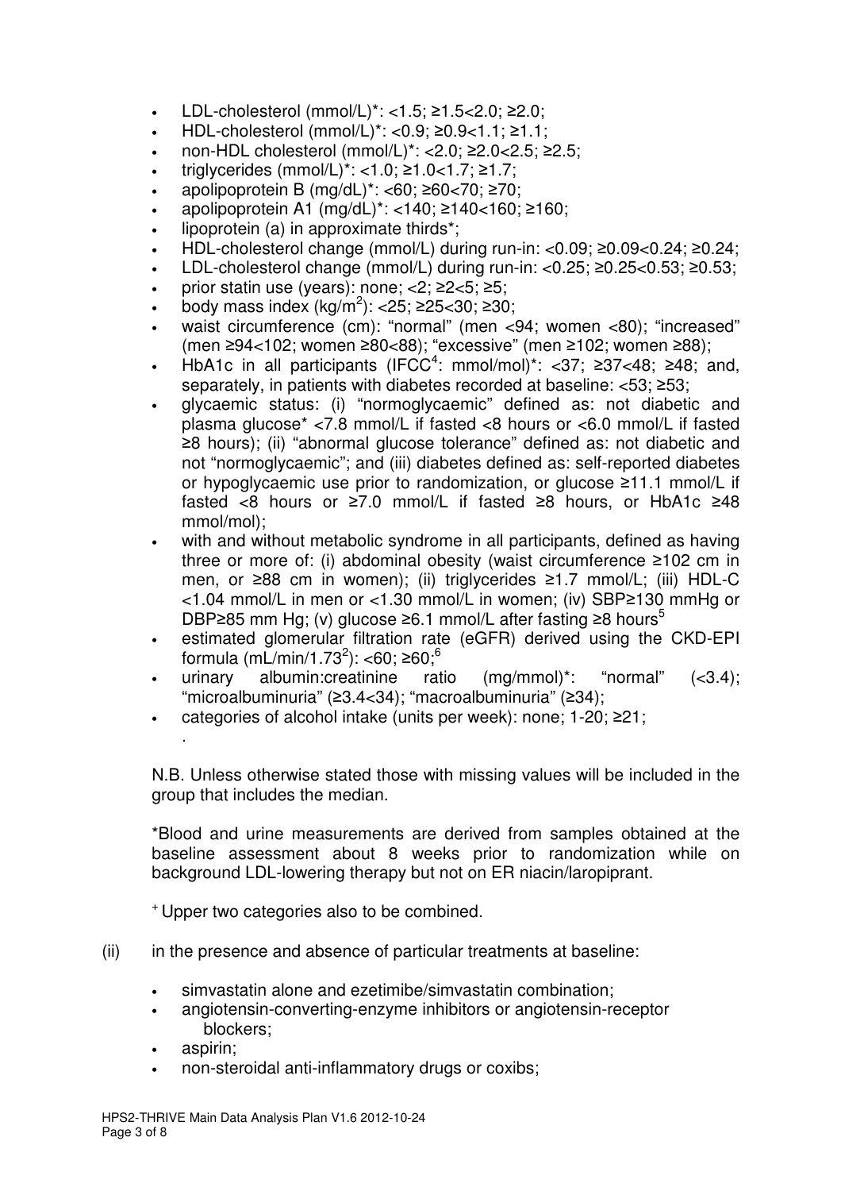- LDL-cholesterol (mmol/L)*: <1.5; ≥1.5<2.0; ≥2.0;
- HDL-cholesterol (mmol/L)*: <0.9; ≥0.9<1.1; ≥1.1;
- non-HDL cholesterol (mmol/L)*: <2.0; ≥2.0<2.5; ≥2.5;
- triglycerides (mmol/L)*: <1.0; ≥1.0<1.7; ≥1.7;
- apolipoprotein B (mg/dL)*: <60; ≥60<70; ≥70;
- apolipoprotein A1 (mg/dL)*: <140; ≥140<160; ≥160;
- lipoprotein (a) in approximate thirds*;
- HDL-cholesterol change (mmol/L) during run-in: <0.09; ≥0.09<0.24; ≥0.24;
- LDL-cholesterol change (mmol/L) during run-in: <0.25; ≥0.25<0.53; ≥0.53;
- prior statin use (years): none; <2; ≥2<5; ≥5;
- body mass index (kg/m$^2$): <25; ≥25<30; ≥30;
- waist circumference (cm): "normal" (men <94; women <80); "increased" (men ≥94<102; women ≥80<88); "excessive" (men ≥102; women ≥88);
- HbA1c in all participants (IFCC[4]: mmol/mol)*: <37; ≥37<48; ≥48; and, separately, in patients with diabetes recorded at baseline: <53; ≥53;
- glycaemic status: (i) "normoglycaemic" defined as: not diabetic and plasma glucose* <7.8 mmol/L if fasted <8 hours or <6.0 mmol/L if fasted ≥8 hours); (ii) "abnormal glucose tolerance" defined as: not diabetic and not "normoglycaemic"; and (iii) diabetes defined as: self-reported diabetes or hypoglycaemic use prior to randomization, or glucose ≥11.1 mmol/L if fasted <8 hours or ≥7.0 mmol/L if fasted ≥8 hours, or HbA1c ≥48 mmol/mol);
- with and without metabolic syndrome in all participants, defined as having three or more of: (i) abdominal obesity (waist circumference ≥102 cm in men, or ≥88 cm in women); (ii) triglycerides ≥1.7 mmol/L; (iii) HDL-C <1.04 mmol/L in men or <1.30 mmol/L in women; (iv) SBP≥130 mmHg or DBP≥85 mm Hg; (v) glucose ≥6.1 mmol/L after fasting ≥8 hours[5]
- estimated glomerular filtration rate (eGFR) derived using the CKD-EPI formula (mL/min/1.73$^2$): <60; ≥60;[6]
- urinary albumin:creatinine ratio (mg/mmol)*: "normal" (<3.4); "microalbuminuria" (≥3.4<34); "macroalbuminuria" (≥34);
- categories of alcohol intake (units per week): none; 1-20; ≥21;

  .

N.B. Unless otherwise stated those with missing values will be included in the group that includes the median.

*Blood and urine measurements are derived from samples obtained at the baseline assessment about 8 weeks prior to randomization while on background LDL-lowering therapy but not on ER niacin/laropiprant.

$^+$ Upper two categories also to be combined.

(ii) in the presence and absence of particular treatments at baseline:

- simvastatin alone and ezetimibe/simvastatin combination;
- angiotensin-converting-enzyme inhibitors or angiotensin-receptor blockers;
- aspirin;
- non-steroidal anti-inflammatory drugs or coxibs;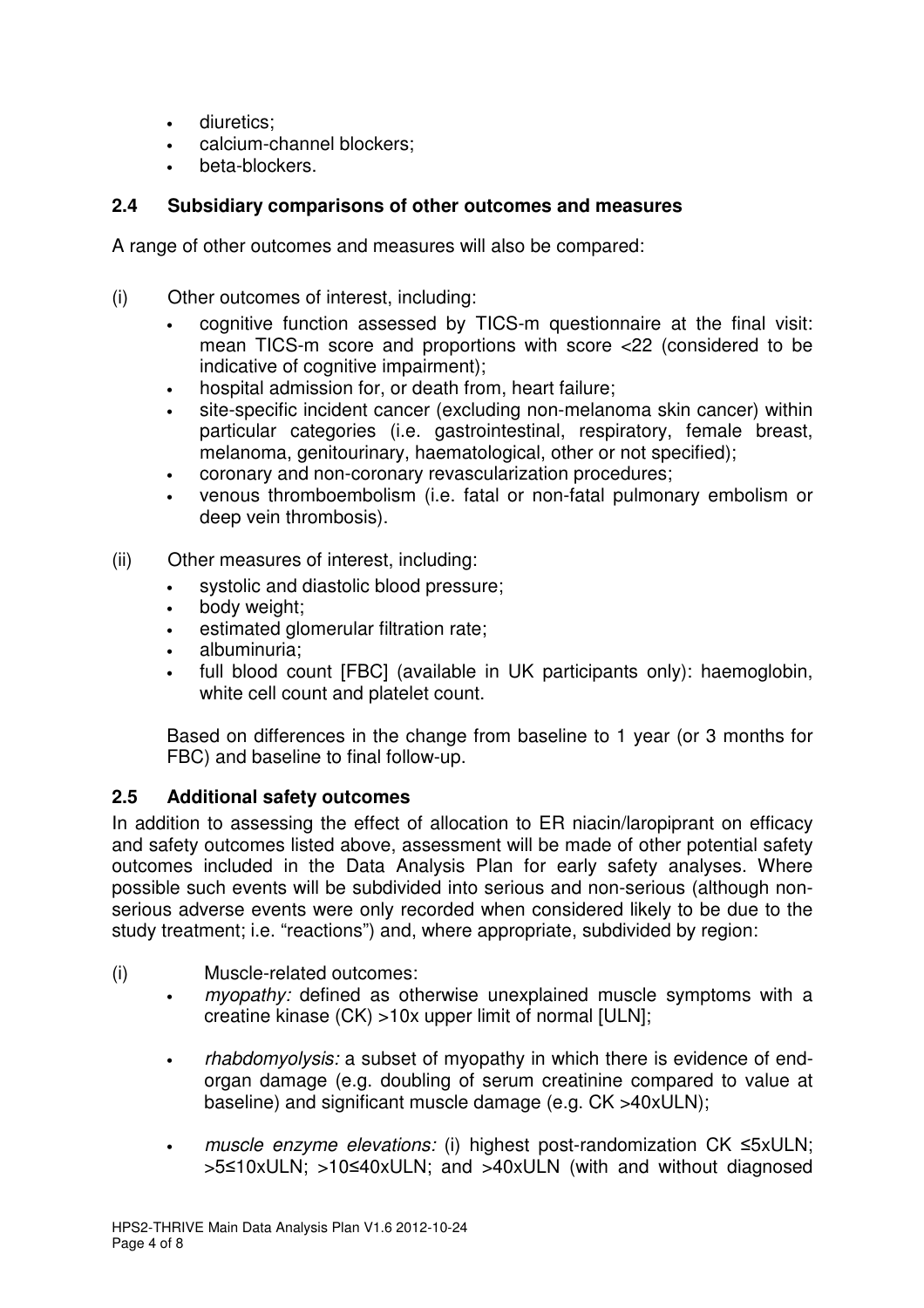- diuretics;
- calcium-channel blockers;
- beta-blockers.

## 2.4 Subsidiary comparisons of other outcomes and measures

A range of other outcomes and measures will also be compared:

(i) Other outcomes of interest, including:

- cognitive function assessed by TICS-m questionnaire at the final visit: mean TICS-m score and proportions with score <22 (considered to be indicative of cognitive impairment);
- hospital admission for, or death from, heart failure;
- site-specific incident cancer (excluding non-melanoma skin cancer) within particular categories (i.e. gastrointestinal, respiratory, female breast, melanoma, genitourinary, haematological, other or not specified);
- coronary and non-coronary revascularization procedures;
- venous thromboembolism (i.e. fatal or non-fatal pulmonary embolism or deep vein thrombosis).

(ii) Other measures of interest, including:

- systolic and diastolic blood pressure;
- body weight;
- estimated glomerular filtration rate;
- albuminuria;
- full blood count [FBC] (available in UK participants only): haemoglobin, white cell count and platelet count.

Based on differences in the change from baseline to 1 year (or 3 months for FBC) and baseline to final follow-up.

## 2.5 Additional safety outcomes

In addition to assessing the effect of allocation to ER niacin/laropiprant on efficacy and safety outcomes listed above, assessment will be made of other potential safety outcomes included in the Data Analysis Plan for early safety analyses. Where possible such events will be subdivided into serious and non-serious (although non-serious adverse events were only recorded when considered likely to be due to the study treatment; i.e. "reactions") and, where appropriate, subdivided by region:

(i) Muscle-related outcomes:

- *myopathy:* defined as otherwise unexplained muscle symptoms with a creatine kinase (CK) >10x upper limit of normal [ULN];
- *rhabdomyolysis:* a subset of myopathy in which there is evidence of end-organ damage (e.g. doubling of serum creatinine compared to value at baseline) and significant muscle damage (e.g. CK >40xULN);
- *muscle enzyme elevations:* (i) highest post-randomization CK ≤5xULN; >5≤10xULN; >10≤40xULN; and >40xULN (with and without diagnosed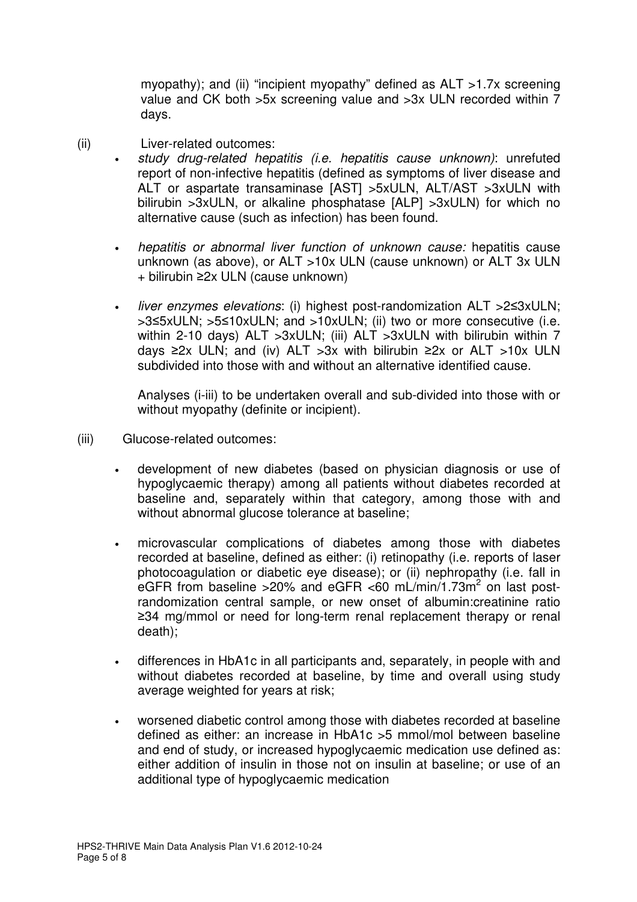myopathy); and (ii) “incipient myopathy” defined as ALT >1.7x screening value and CK both >5x screening value and >3x ULN recorded within 7 days.

(ii) Liver-related outcomes:

- *study drug-related hepatitis (i.e. hepatitis cause unknown)*: unrefuted report of non-infective hepatitis (defined as symptoms of liver disease and ALT or aspartate transaminase [AST] >5xULN, ALT/AST >3xULN with bilirubin >3xULN, or alkaline phosphatase [ALP] >3xULN) for which no alternative cause (such as infection) has been found.

- *hepatitis or abnormal liver function of unknown cause:* hepatitis cause unknown (as above), or ALT >10x ULN (cause unknown) or ALT 3x ULN + bilirubin ≥2x ULN (cause unknown)

- *liver enzymes elevations*: (i) highest post-randomization ALT >2≤3xULN; >3≤5xULN; >5≤10xULN; and >10xULN; (ii) two or more consecutive (i.e. within 2-10 days) ALT >3xULN; (iii) ALT >3xULN with bilirubin within 7 days ≥2x ULN; and (iv) ALT >3x with bilirubin ≥2x or ALT >10x ULN subdivided into those with and without an alternative identified cause.

  Analyses (i-iii) to be undertaken overall and sub-divided into those with or without myopathy (definite or incipient).

(iii) Glucose-related outcomes:

- development of new diabetes (based on physician diagnosis or use of hypoglycaemic therapy) among all patients without diabetes recorded at baseline and, separately within that category, among those with and without abnormal glucose tolerance at baseline;

- microvascular complications of diabetes among those with diabetes recorded at baseline, defined as either: (i) retinopathy (i.e. reports of laser photocoagulation or diabetic eye disease); or (ii) nephropathy (i.e. fall in eGFR from baseline >20% and eGFR <60 mL/min/1.73m$^2$ on last post-randomization central sample, or new onset of albumin:creatinine ratio ≥34 mg/mmol or need for long-term renal replacement therapy or renal death);

- differences in HbA1c in all participants and, separately, in people with and without diabetes recorded at baseline, by time and overall using study average weighted for years at risk;

- worsened diabetic control among those with diabetes recorded at baseline defined as either: an increase in HbA1c >5 mmol/mol between baseline and end of study, or increased hypoglycaemic medication use defined as: either addition of insulin in those not on insulin at baseline; or use of an additional type of hypoglycaemic medication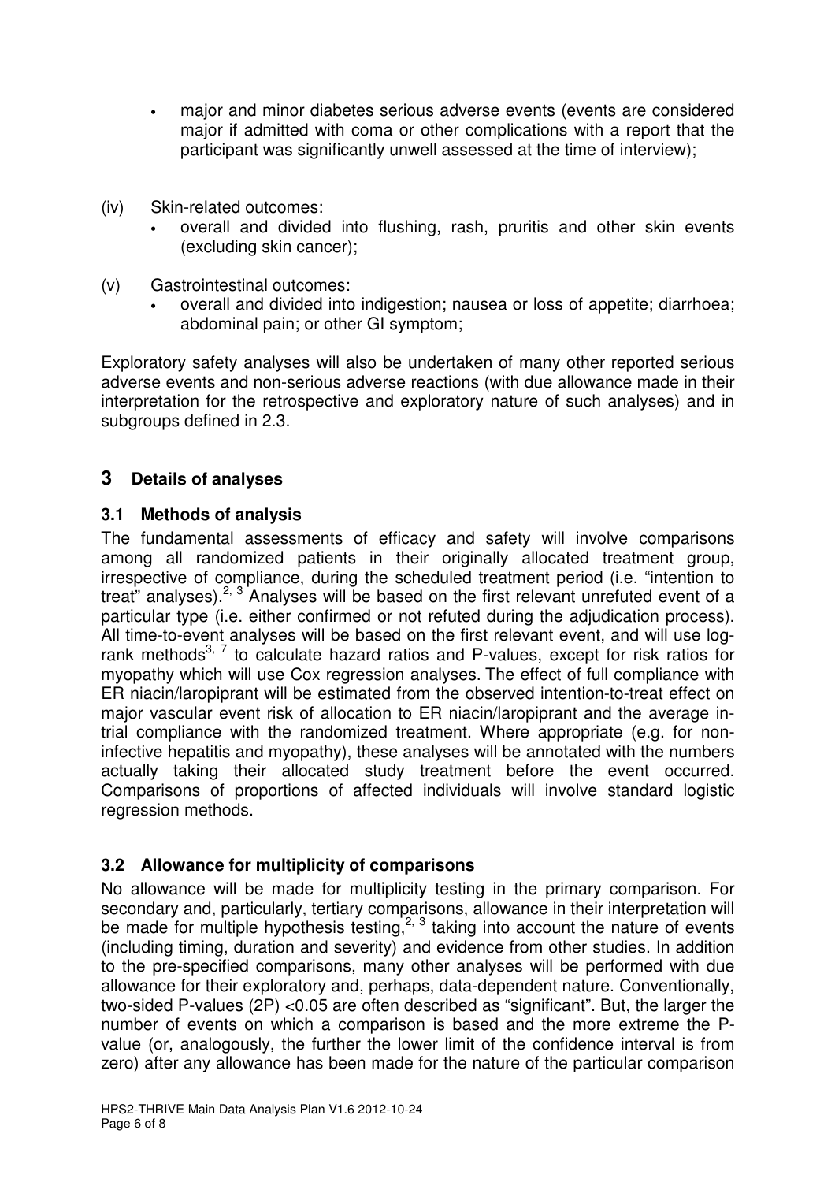- major and minor diabetes serious adverse events (events are considered major if admitted with coma or other complications with a report that the participant was significantly unwell assessed at the time of interview);

(iv) Skin-related outcomes:
- overall and divided into flushing, rash, pruritis and other skin events (excluding skin cancer);

(v) Gastrointestinal outcomes:
- overall and divided into indigestion; nausea or loss of appetite; diarrhoea; abdominal pain; or other GI symptom;

Exploratory safety analyses will also be undertaken of many other reported serious adverse events and non-serious adverse reactions (with due allowance made in their interpretation for the retrospective and exploratory nature of such analyses) and in subgroups defined in 2.3.

## 3 Details of analyses

### 3.1 Methods of analysis

The fundamental assessments of efficacy and safety will involve comparisons among all randomized patients in their originally allocated treatment group, irrespective of compliance, during the scheduled treatment period (i.e. "intention to treat" analyses).[2, 3] Analyses will be based on the first relevant unrefuted event of a particular type (i.e. either confirmed or not refuted during the adjudication process). All time-to-event analyses will be based on the first relevant event, and will use log-rank methods[3, 7] to calculate hazard ratios and P-values, except for risk ratios for myopathy which will use Cox regression analyses. The effect of full compliance with ER niacin/laropiprant will be estimated from the observed intention-to-treat effect on major vascular event risk of allocation to ER niacin/laropiprant and the average in-trial compliance with the randomized treatment. Where appropriate (e.g. for non-infective hepatitis and myopathy), these analyses will be annotated with the numbers actually taking their allocated study treatment before the event occurred. Comparisons of proportions of affected individuals will involve standard logistic regression methods.

### 3.2 Allowance for multiplicity of comparisons

No allowance will be made for multiplicity testing in the primary comparison. For secondary and, particularly, tertiary comparisons, allowance in their interpretation will be made for multiple hypothesis testing,[2, 3] taking into account the nature of events (including timing, duration and severity) and evidence from other studies. In addition to the pre-specified comparisons, many other analyses will be performed with due allowance for their exploratory and, perhaps, data-dependent nature. Conventionally, two-sided P-values (2P) <0.05 are often described as "significant". But, the larger the number of events on which a comparison is based and the more extreme the P-value (or, analogously, the further the lower limit of the confidence interval is from zero) after any allowance has been made for the nature of the particular comparison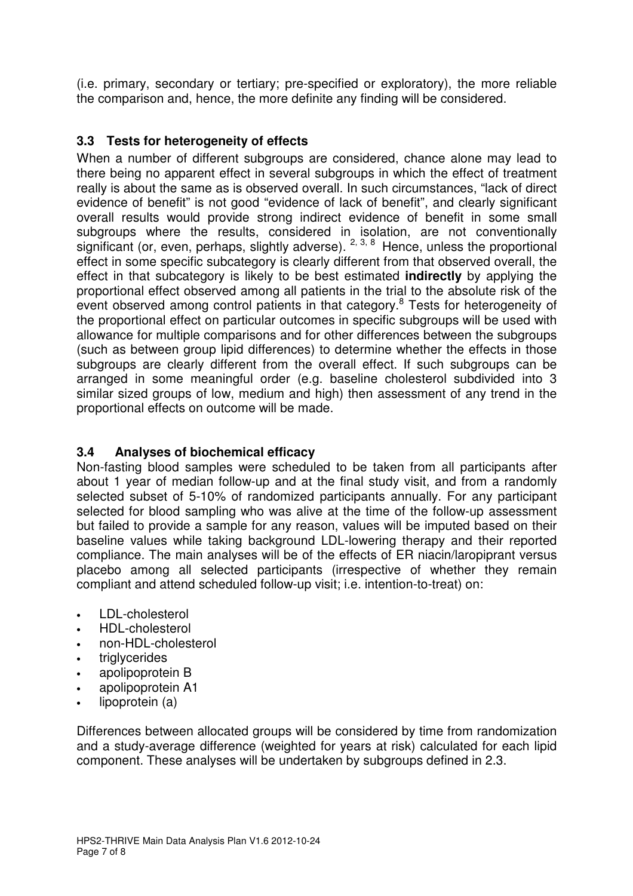(i.e. primary, secondary or tertiary; pre-specified or exploratory), the more reliable the comparison and, hence, the more definite any finding will be considered.

### 3.3 Tests for heterogeneity of effects

When a number of different subgroups are considered, chance alone may lead to there being no apparent effect in several subgroups in which the effect of treatment really is about the same as is observed overall. In such circumstances, "lack of direct evidence of benefit" is not good "evidence of lack of benefit", and clearly significant overall results would provide strong indirect evidence of benefit in some small subgroups where the results, considered in isolation, are not conventionally significant (or, even, perhaps, slightly adverse). [2, 3, 8] Hence, unless the proportional effect in some specific subcategory is clearly different from that observed overall, the effect in that subcategory is likely to be best estimated **indirectly** by applying the proportional effect observed among all patients in the trial to the absolute risk of the event observed among control patients in that category.[8] Tests for heterogeneity of the proportional effect on particular outcomes in specific subgroups will be used with allowance for multiple comparisons and for other differences between the subgroups (such as between group lipid differences) to determine whether the effects in those subgroups are clearly different from the overall effect. If such subgroups can be arranged in some meaningful order (e.g. baseline cholesterol subdivided into 3 similar sized groups of low, medium and high) then assessment of any trend in the proportional effects on outcome will be made.

### 3.4 Analyses of biochemical efficacy

Non-fasting blood samples were scheduled to be taken from all participants after about 1 year of median follow-up and at the final study visit, and from a randomly selected subset of 5-10% of randomized participants annually. For any participant selected for blood sampling who was alive at the time of the follow-up assessment but failed to provide a sample for any reason, values will be imputed based on their baseline values while taking background LDL-lowering therapy and their reported compliance. The main analyses will be of the effects of ER niacin/laropiprant versus placebo among all selected participants (irrespective of whether they remain compliant and attend scheduled follow-up visit; i.e. intention-to-treat) on:

- LDL-cholesterol
- HDL-cholesterol
- non-HDL-cholesterol
- triglycerides
- apolipoprotein B
- apolipoprotein A1
- lipoprotein (a)

Differences between allocated groups will be considered by time from randomization and a study-average difference (weighted for years at risk) calculated for each lipid component. These analyses will be undertaken by subgroups defined in 2.3.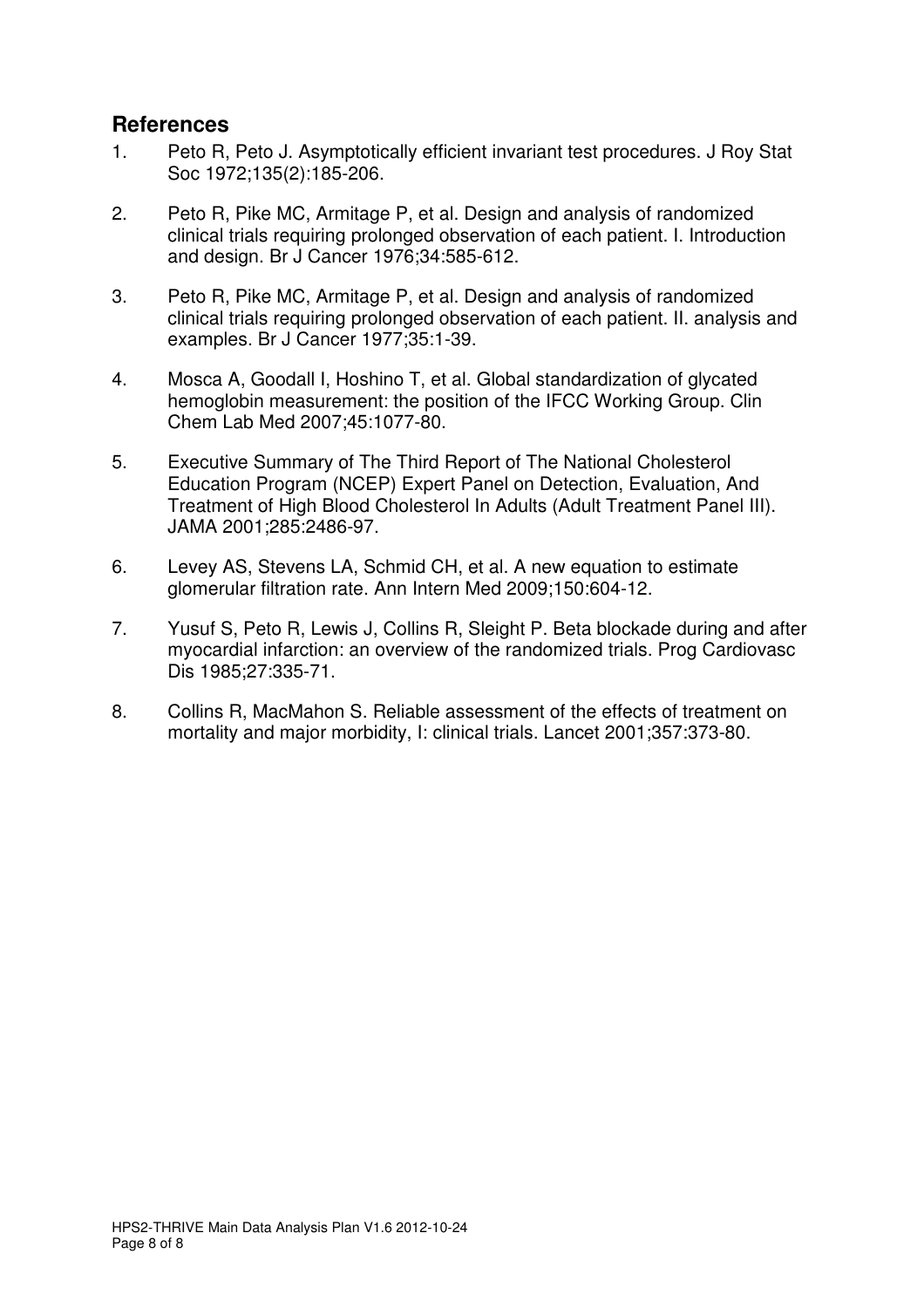## References

1. Peto R, Peto J. Asymptotically efficient invariant test procedures. J Roy Stat Soc 1972;135(2):185-206.

2. Peto R, Pike MC, Armitage P, et al. Design and analysis of randomized clinical trials requiring prolonged observation of each patient. I. Introduction and design. Br J Cancer 1976;34:585-612.

3. Peto R, Pike MC, Armitage P, et al. Design and analysis of randomized clinical trials requiring prolonged observation of each patient. II. analysis and examples. Br J Cancer 1977;35:1-39.

4. Mosca A, Goodall I, Hoshino T, et al. Global standardization of glycated hemoglobin measurement: the position of the IFCC Working Group. Clin Chem Lab Med 2007;45:1077-80.

5. Executive Summary of The Third Report of The National Cholesterol Education Program (NCEP) Expert Panel on Detection, Evaluation, And Treatment of High Blood Cholesterol In Adults (Adult Treatment Panel III). JAMA 2001;285:2486-97.

6. Levey AS, Stevens LA, Schmid CH, et al. A new equation to estimate glomerular filtration rate. Ann Intern Med 2009;150:604-12.

7. Yusuf S, Peto R, Lewis J, Collins R, Sleight P. Beta blockade during and after myocardial infarction: an overview of the randomized trials. Prog Cardiovasc Dis 1985;27:335-71.

8. Collins R, MacMahon S. Reliable assessment of the effects of treatment on mortality and major morbidity, I: clinical trials. Lancet 2001;357:373-80.